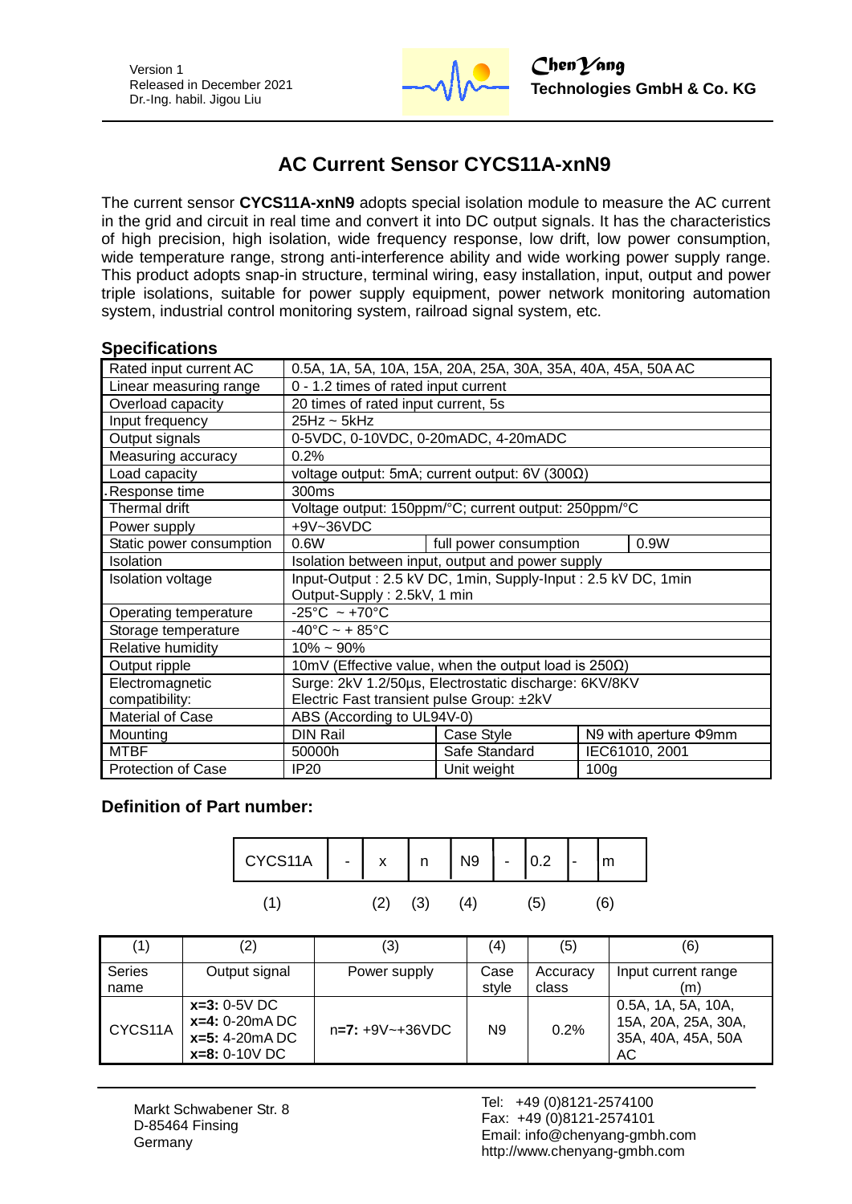Version 1
Released in December 2021
Dr.-Ing. habil. Jigou Liu

**ChenYang**
**Technologies GmbH & Co. KG**

# AC Current Sensor CYCS11A-xnN9

The current sensor **CYCS11A-xnN9** adopts special isolation module to measure the AC current in the grid and circuit in real time and convert it into DC output signals. It has the characteristics of high precision, high isolation, wide frequency response, low drift, low power consumption, wide temperature range, strong anti-interference ability and wide working power supply range. This product adopts snap-in structure, terminal wiring, easy installation, input, output and power triple isolations, suitable for power supply equipment, power network monitoring automation system, industrial control monitoring system, railroad signal system, etc.

## Specifications

| | | | | |
|---|---|---|---|---|
| Rated input current AC | 0.5A, 1A, 5A, 10A, 15A, 20A, 25A, 30A, 35A, 40A, 45A, 50A AC | | | |
| Linear measuring range | 0 - 1.2 times of rated input current | | | |
| Overload capacity | 20 times of rated input current, 5s | | | |
| Input frequency | 25Hz ~ 5kHz | | | |
| Output signals | 0-5VDC, 0-10VDC, 0-20mADC, 4-20mADC | | | |
| Measuring accuracy | 0.2% | | | |
| Load capacity | voltage output: 5mA; current output: 6V (300Ω) | | | |
| Response time | 300ms | | | |
| Thermal drift | Voltage output: 150ppm/°C; current output: 250ppm/°C | | | |
| Power supply | +9V~36VDC | | | |
| Static power consumption | 0.6W | full power consumption | | 0.9W |
| Isolation | Isolation between input, output and power supply | | | |
| Isolation voltage | Input-Output : 2.5 kV DC, 1min, Supply-Input : 2.5 kV DC, 1min<br>Output-Supply : 2.5kV, 1 min | | | |
| Operating temperature | -25°C ~ +70°C | | | |
| Storage temperature | -40°C ~ + 85°C | | | |
| Relative humidity | 10% ~ 90% | | | |
| Output ripple | 10mV (Effective value, when the output load is 250Ω) | | | |
| Electromagnetic compatibility: | Surge: 2kV 1.2/50µs, Electrostatic discharge: 6KV/8KV<br>Electric Fast transient pulse Group: ±2kV | | | |
| Material of Case | ABS (According to UL94V-0) | | | |
| Mounting | DIN Rail | Case Style | N9 with aperture Φ9mm | |
| MTBF | 50000h | Safe Standard | IEC61010, 2001 | |
| Protection of Case | IP20 | Unit weight | 100g | |

### Definition of Part number:

| CYCS11A | - | x | n | N9 | - | 0.2 | - | m |
|---|---|---|---|---|---|---|---|---|
| (1) | | (2) | (3) | (4) | | (5) | | (6) |

| (1) | (2) | (3) | (4) | (5) | (6) |
|---|---|---|---|---|---|
| Series name | Output signal | Power supply | Case style | Accuracy class | Input current range (m) |
| CYCS11A | **x=3:** 0-5V DC<br>**x=4:** 0-20mA DC<br>**x=5:** 4-20mA DC<br>**x=8:** 0-10V DC | **n=7:** +9V~+36VDC | N9 | 0.2% | 0.5A, 1A, 5A, 10A, 15A, 20A, 25A, 30A, 35A, 40A, 45A, 50A AC |

Markt Schwabener Str. 8
D-85464 Finsing
Germany

Tel: +49 (0)8121-2574100
Fax: +49 (0)8121-2574101
Email: info@chenyang-gmbh.com
http://www.chenyang-gmbh.com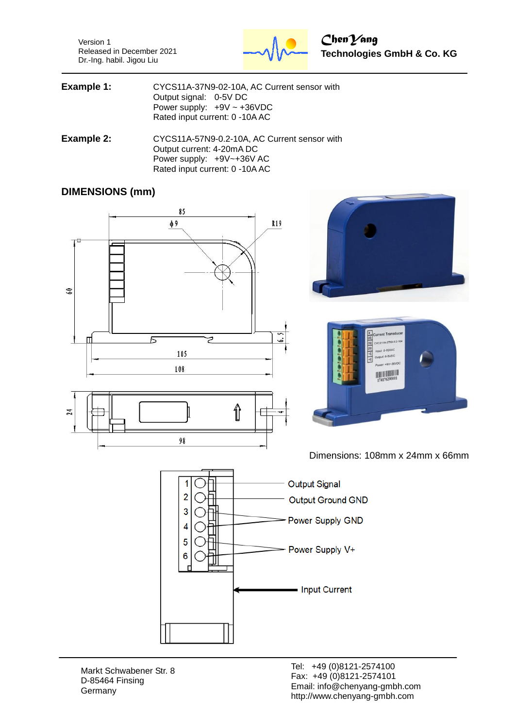**Example 1:** CYCS11A-37N9-02-10A, AC Current sensor with
Output signal: 0-5V DC
Power supply: +9V ~ +36VDC
Rated input current: 0 -10A AC

**Example 2:** CYCS11A-57N9-0.2-10A, AC Current sensor with
Output current: 4-20mA DC
Power supply: +9V~+36V AC
Rated input current: 0 -10A AC

## DIMENSIONS (mm)

Dimensions: 108mm x 24mm x 66mm

1. Output Signal
2. Output Ground GND
3. Power Supply GND
4. Power Supply GND
5. Power Supply V+
6. Power Supply V+

Input Current

Markt Schwabener Str. 8
D-85464 Finsing
Germany

Tel: +49 (0)8121-2574100
Fax: +49 (0)8121-2574101
Email: info@chenyang-gmbh.com
http://www.chenyang-gmbh.com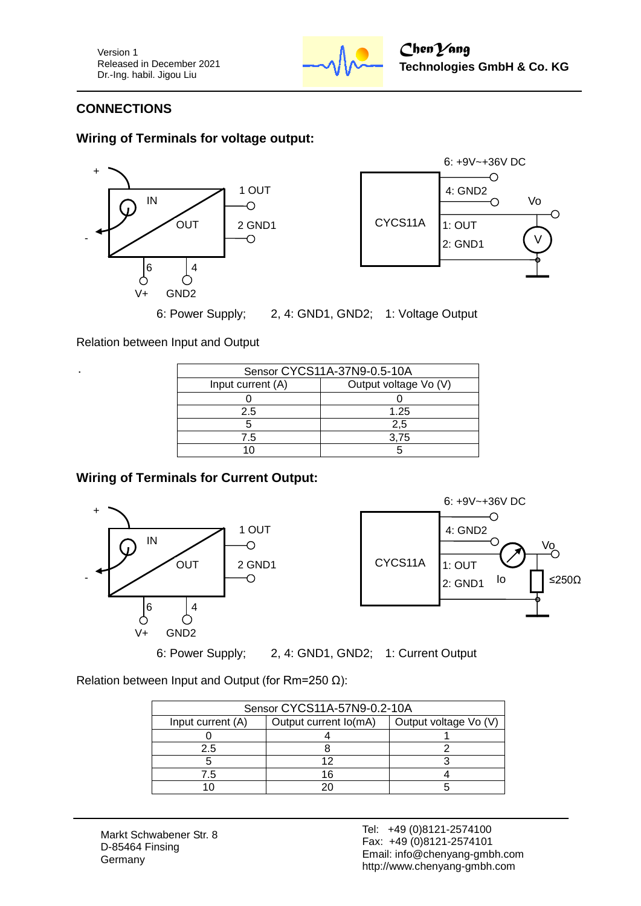## CONNECTIONS

### Wiring of Terminals for voltage output:

6: Power Supply; 2, 4: GND1, GND2; 1: Voltage Output

Relation between Input and Output

| Sensor CYCS11A-37N9-0.5-10A | |
|---|---|
| Input current (A) | Output voltage Vo (V) |
| 0 | 0 |
| 2.5 | 1.25 |
| 5 | 2,5 |
| 7.5 | 3,75 |
| 10 | 5 |

### Wiring of Terminals for Current Output:

6: Power Supply; 2, 4: GND1, GND2; 1: Current Output

Relation between Input and Output (for Rm=250 Ω):

| Sensor CYCS11A-57N9-0.2-10A | | |
|---|---|---|
| Input current (A) | Output current Io(mA) | Output voltage Vo (V) |
| 0 | 4 | 1 |
| 2.5 | 8 | 2 |
| 5 | 12 | 3 |
| 7.5 | 16 | 4 |
| 10 | 20 | 5 |